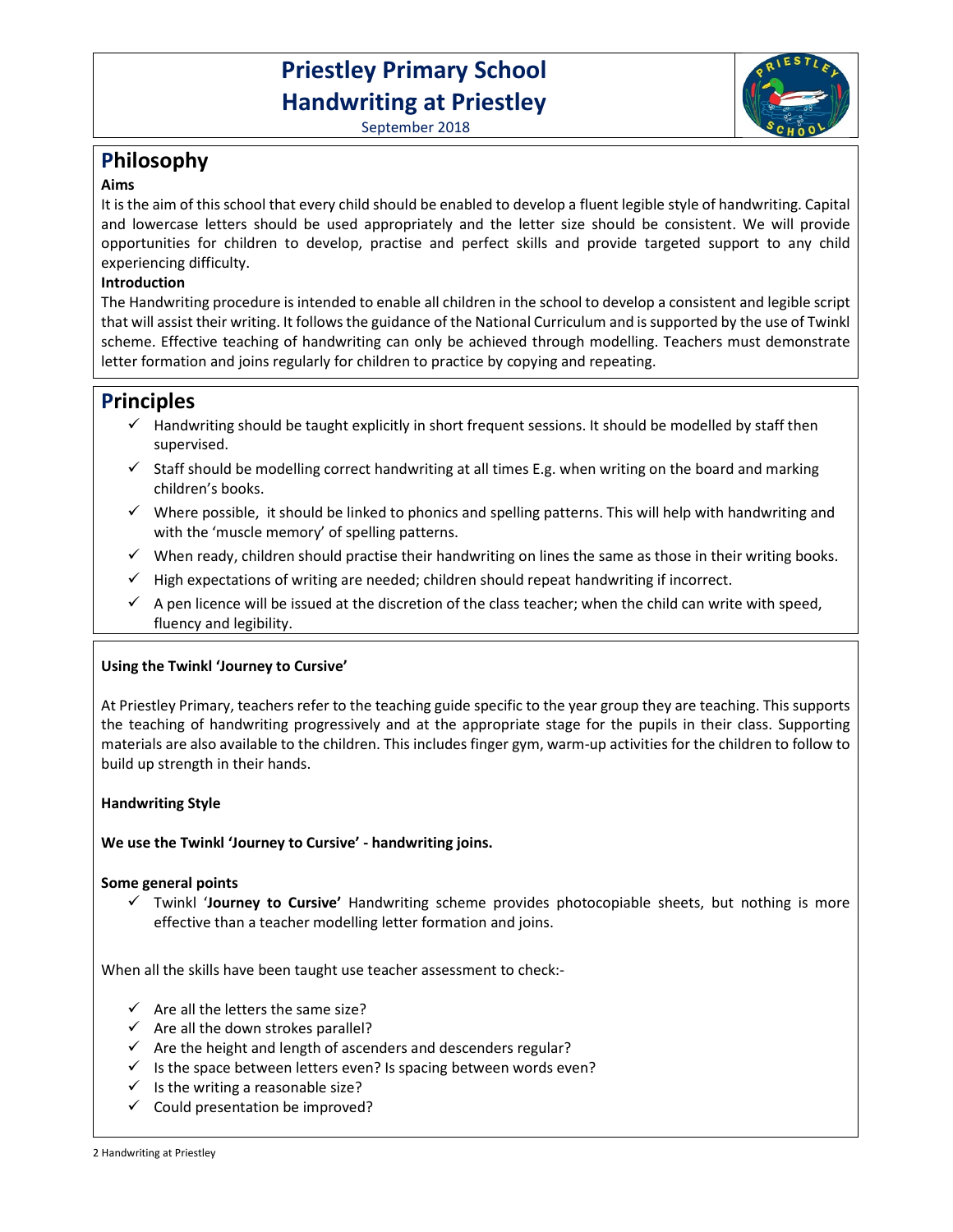# Priestley Primary School
# Handwriting at Priestley

September 2018

## Philosophy

**Aims**

It is the aim of this school that every child should be enabled to develop a fluent legible style of handwriting. Capital and lowercase letters should be used appropriately and the letter size should be consistent. We will provide opportunities for children to develop, practise and perfect skills and provide targeted support to any child experiencing difficulty.

**Introduction**

The Handwriting procedure is intended to enable all children in the school to develop a consistent and legible script that will assist their writing. It follows the guidance of the National Curriculum and is supported by the use of Twinkl scheme. Effective teaching of handwriting can only be achieved through modelling. Teachers must demonstrate letter formation and joins regularly for children to practice by copying and repeating.

## Principles

- ✓ Handwriting should be taught explicitly in short frequent sessions. It should be modelled by staff then supervised.
- ✓ Staff should be modelling correct handwriting at all times E.g. when writing on the board and marking children's books.
- ✓ Where possible, it should be linked to phonics and spelling patterns. This will help with handwriting and with the 'muscle memory' of spelling patterns.
- ✓ When ready, children should practise their handwriting on lines the same as those in their writing books.
- ✓ High expectations of writing are needed; children should repeat handwriting if incorrect.
- ✓ A pen licence will be issued at the discretion of the class teacher; when the child can write with speed, fluency and legibility.

**Using the Twinkl 'Journey to Cursive'**

At Priestley Primary, teachers refer to the teaching guide specific to the year group they are teaching. This supports the teaching of handwriting progressively and at the appropriate stage for the pupils in their class. Supporting materials are also available to the children. This includes finger gym, warm-up activities for the children to follow to build up strength in their hands.

**Handwriting Style**

**We use the Twinkl 'Journey to Cursive' - handwriting joins.**

**Some general points**

- ✓ Twinkl '**Journey to Cursive'** Handwriting scheme provides photocopiable sheets, but nothing is more effective than a teacher modelling letter formation and joins.

When all the skills have been taught use teacher assessment to check:-

- ✓ Are all the letters the same size?
- ✓ Are all the down strokes parallel?
- ✓ Are the height and length of ascenders and descenders regular?
- ✓ Is the space between letters even? Is spacing between words even?
- ✓ Is the writing a reasonable size?
- ✓ Could presentation be improved?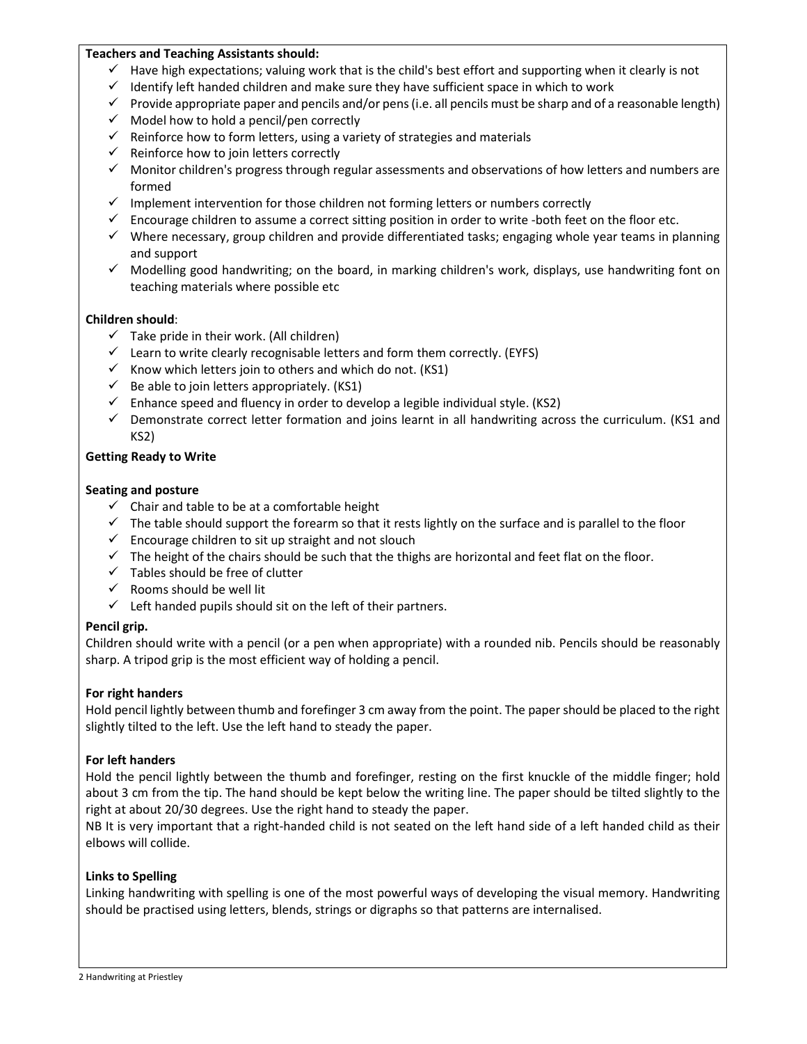**Teachers and Teaching Assistants should:**

- ✓ Have high expectations; valuing work that is the child's best effort and supporting when it clearly is not
- ✓ Identify left handed children and make sure they have sufficient space in which to work
- ✓ Provide appropriate paper and pencils and/or pens (i.e. all pencils must be sharp and of a reasonable length)
- ✓ Model how to hold a pencil/pen correctly
- ✓ Reinforce how to form letters, using a variety of strategies and materials
- ✓ Reinforce how to join letters correctly
- ✓ Monitor children's progress through regular assessments and observations of how letters and numbers are formed
- ✓ Implement intervention for those children not forming letters or numbers correctly
- ✓ Encourage children to assume a correct sitting position in order to write -both feet on the floor etc.
- ✓ Where necessary, group children and provide differentiated tasks; engaging whole year teams in planning and support
- ✓ Modelling good handwriting; on the board, in marking children's work, displays, use handwriting font on teaching materials where possible etc

**Children should**:

- ✓ Take pride in their work. (All children)
- ✓ Learn to write clearly recognisable letters and form them correctly. (EYFS)
- ✓ Know which letters join to others and which do not. (KS1)
- ✓ Be able to join letters appropriately. (KS1)
- ✓ Enhance speed and fluency in order to develop a legible individual style. (KS2)
- ✓ Demonstrate correct letter formation and joins learnt in all handwriting across the curriculum. (KS1 and KS2)

**Getting Ready to Write**

**Seating and posture**

- ✓ Chair and table to be at a comfortable height
- ✓ The table should support the forearm so that it rests lightly on the surface and is parallel to the floor
- ✓ Encourage children to sit up straight and not slouch
- ✓ The height of the chairs should be such that the thighs are horizontal and feet flat on the floor.
- ✓ Tables should be free of clutter
- ✓ Rooms should be well lit
- ✓ Left handed pupils should sit on the left of their partners.

**Pencil grip.**

Children should write with a pencil (or a pen when appropriate) with a rounded nib. Pencils should be reasonably sharp. A tripod grip is the most efficient way of holding a pencil.

**For right handers**

Hold pencil lightly between thumb and forefinger 3 cm away from the point. The paper should be placed to the right slightly tilted to the left. Use the left hand to steady the paper.

**For left handers**

Hold the pencil lightly between the thumb and forefinger, resting on the first knuckle of the middle finger; hold about 3 cm from the tip. The hand should be kept below the writing line. The paper should be tilted slightly to the right at about 20/30 degrees. Use the right hand to steady the paper.

NB It is very important that a right-handed child is not seated on the left hand side of a left handed child as their elbows will collide.

**Links to Spelling**

Linking handwriting with spelling is one of the most powerful ways of developing the visual memory. Handwriting should be practised using letters, blends, strings or digraphs so that patterns are internalised.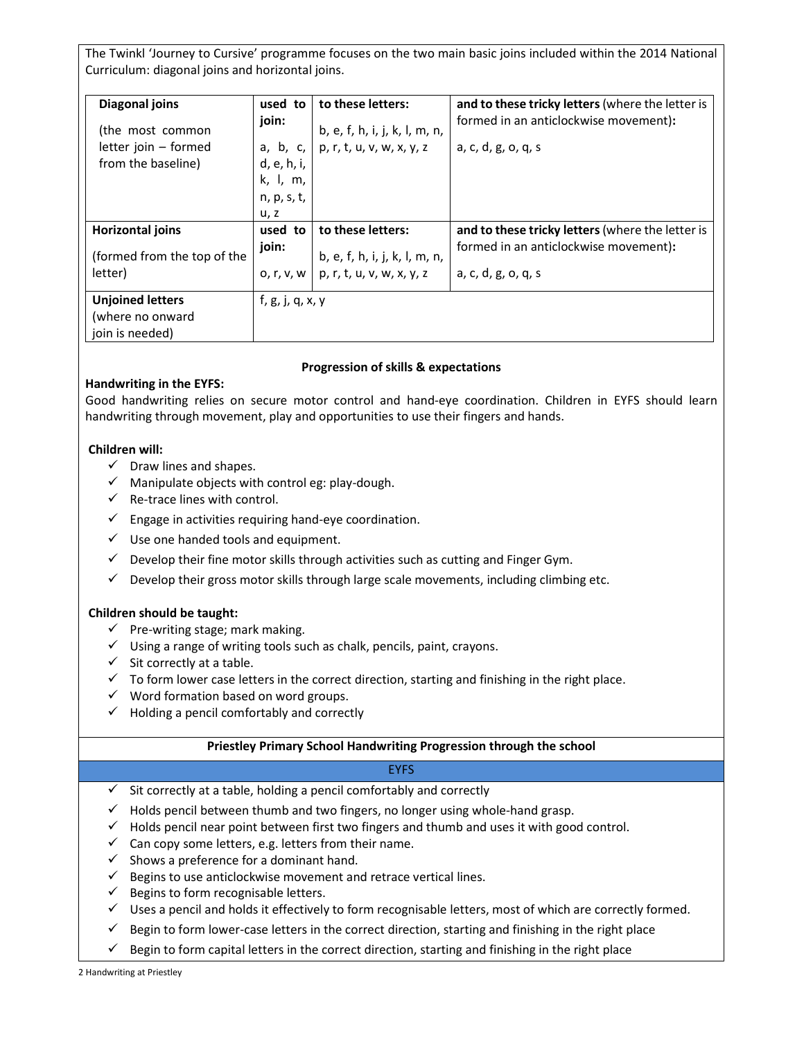The Twinkl 'Journey to Cursive' programme focuses on the two main basic joins included within the 2014 National Curriculum: diagonal joins and horizontal joins.

| | | | |
|---|---|---|---|
| **Diagonal joins** (the most common letter join – formed from the baseline) | **used to join:** a, b, c, d, e, h, i, k, l, m, n, p, s, t, u, z | **to these letters:** b, e, f, h, i, j, k, l, m, n, p, r, t, u, v, w, x, y, z | **and to these tricky letters** (where the letter is formed in an anticlockwise movement)**:** a, c, d, g, o, q, s |
| **Horizontal joins** (formed from the top of the letter) | **used to join:** o, r, v, w | **to these letters:** b, e, f, h, i, j, k, l, m, n, p, r, t, u, v, w, x, y, z | **and to these tricky letters** (where the letter is formed in an anticlockwise movement)**:** a, c, d, g, o, q, s |
| **Unjoined letters** (where no onward join is needed) | f, g, j, q, x, y | | |

**Progression of skills & expectations**

**Handwriting in the EYFS:**

Good handwriting relies on secure motor control and hand-eye coordination. Children in EYFS should learn handwriting through movement, play and opportunities to use their fingers and hands.

**Children will:**

- ✓ Draw lines and shapes.
- ✓ Manipulate objects with control eg: play-dough.
- ✓ Re-trace lines with control.
- ✓ Engage in activities requiring hand-eye coordination.
- ✓ Use one handed tools and equipment.
- ✓ Develop their fine motor skills through activities such as cutting and Finger Gym.
- ✓ Develop their gross motor skills through large scale movements, including climbing etc.

**Children should be taught:**

- ✓ Pre-writing stage; mark making.
- ✓ Using a range of writing tools such as chalk, pencils, paint, crayons.
- ✓ Sit correctly at a table.
- ✓ To form lower case letters in the correct direction, starting and finishing in the right place.
- ✓ Word formation based on word groups.
- ✓ Holding a pencil comfortably and correctly

**Priestley Primary School Handwriting Progression through the school**

EYFS

- ✓ Sit correctly at a table, holding a pencil comfortably and correctly
- ✓ Holds pencil between thumb and two fingers, no longer using whole-hand grasp.
- ✓ Holds pencil near point between first two fingers and thumb and uses it with good control.
- ✓ Can copy some letters, e.g. letters from their name.
- ✓ Shows a preference for a dominant hand.
- ✓ Begins to use anticlockwise movement and retrace vertical lines.
- ✓ Begins to form recognisable letters.
- ✓ Uses a pencil and holds it effectively to form recognisable letters, most of which are correctly formed.
- ✓ Begin to form lower-case letters in the correct direction, starting and finishing in the right place
- ✓ Begin to form capital letters in the correct direction, starting and finishing in the right place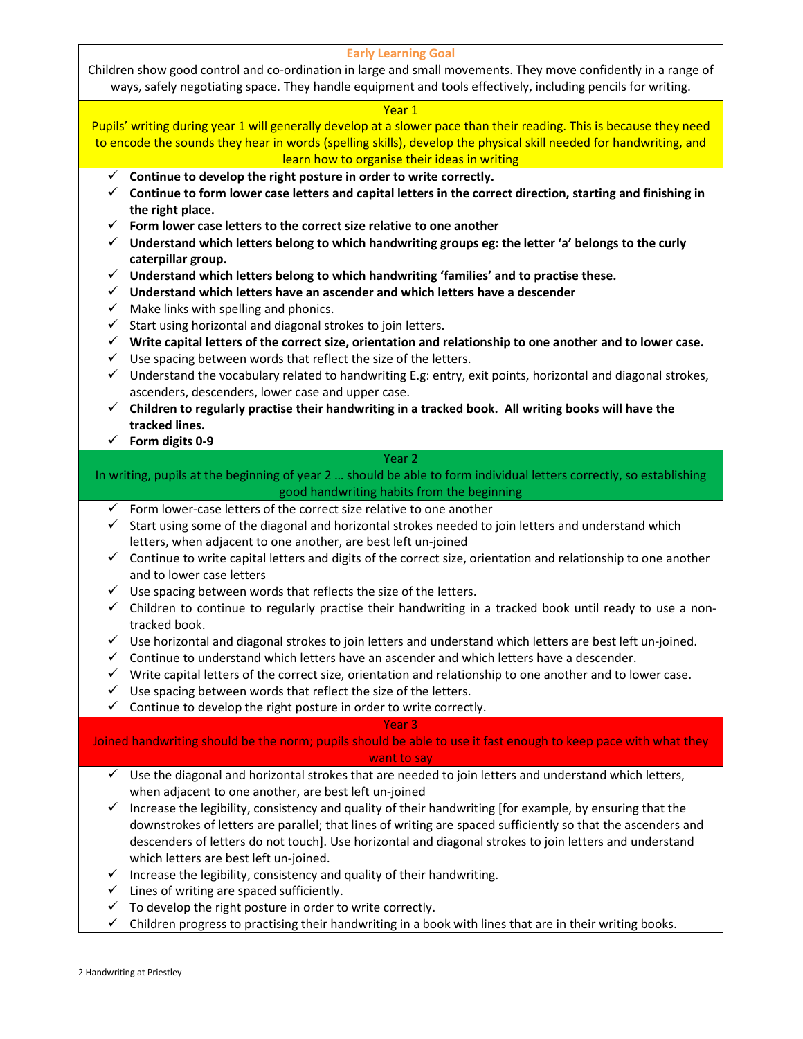## Early Learning Goal

Children show good control and co-ordination in large and small movements. They move confidently in a range of ways, safely negotiating space. They handle equipment and tools effectively, including pencils for writing.

## Year 1

Pupils' writing during year 1 will generally develop at a slower pace than their reading. This is because they need to encode the sounds they hear in words (spelling skills), develop the physical skill needed for handwriting, and learn how to organise their ideas in writing

- ✓ **Continue to develop the right posture in order to write correctly.**
- ✓ **Continue to form lower case letters and capital letters in the correct direction, starting and finishing in the right place.**
- ✓ **Form lower case letters to the correct size relative to one another**
- ✓ **Understand which letters belong to which handwriting groups eg: the letter 'a' belongs to the curly caterpillar group.**
- ✓ **Understand which letters belong to which handwriting 'families' and to practise these.**
- ✓ **Understand which letters have an ascender and which letters have a descender**
- ✓ Make links with spelling and phonics.
- ✓ Start using horizontal and diagonal strokes to join letters.
- ✓ **Write capital letters of the correct size, orientation and relationship to one another and to lower case.**
- ✓ Use spacing between words that reflect the size of the letters.
- ✓ Understand the vocabulary related to handwriting E.g: entry, exit points, horizontal and diagonal strokes, ascenders, descenders, lower case and upper case.
- ✓ **Children to regularly practise their handwriting in a tracked book. All writing books will have the tracked lines.**
- ✓ **Form digits 0-9**

## Year 2

In writing, pupils at the beginning of year 2 … should be able to form individual letters correctly, so establishing good handwriting habits from the beginning

- ✓ Form lower-case letters of the correct size relative to one another
- ✓ Start using some of the diagonal and horizontal strokes needed to join letters and understand which letters, when adjacent to one another, are best left un-joined
- ✓ Continue to write capital letters and digits of the correct size, orientation and relationship to one another and to lower case letters
- ✓ Use spacing between words that reflects the size of the letters.
- ✓ Children to continue to regularly practise their handwriting in a tracked book until ready to use a non-tracked book.
- ✓ Use horizontal and diagonal strokes to join letters and understand which letters are best left un-joined.
- ✓ Continue to understand which letters have an ascender and which letters have a descender.
- ✓ Write capital letters of the correct size, orientation and relationship to one another and to lower case.
- ✓ Use spacing between words that reflect the size of the letters.
- ✓ Continue to develop the right posture in order to write correctly.

## Year 3

Joined handwriting should be the norm; pupils should be able to use it fast enough to keep pace with what they want to say

- ✓ Use the diagonal and horizontal strokes that are needed to join letters and understand which letters, when adjacent to one another, are best left un-joined
- ✓ Increase the legibility, consistency and quality of their handwriting [for example, by ensuring that the downstrokes of letters are parallel; that lines of writing are spaced sufficiently so that the ascenders and descenders of letters do not touch]. Use horizontal and diagonal strokes to join letters and understand which letters are best left un-joined.
- ✓ Increase the legibility, consistency and quality of their handwriting.
- ✓ Lines of writing are spaced sufficiently.
- ✓ To develop the right posture in order to write correctly.
- ✓ Children progress to practising their handwriting in a book with lines that are in their writing books.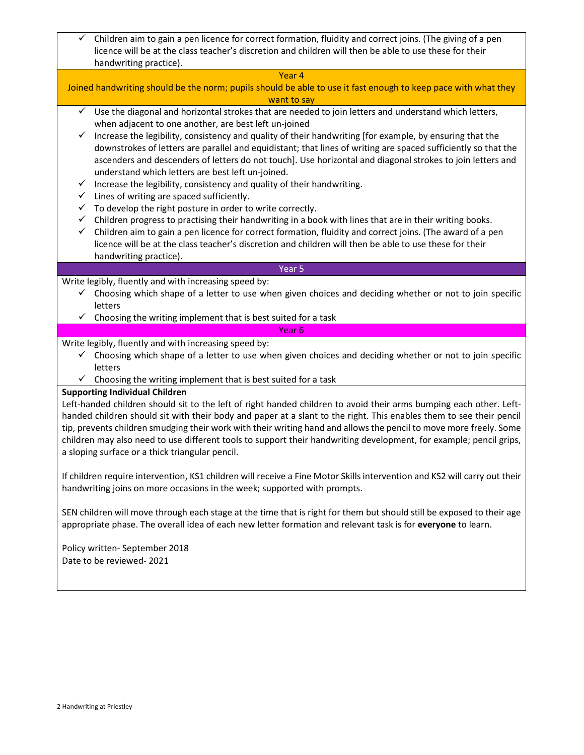- ✓ Children aim to gain a pen licence for correct formation, fluidity and correct joins. (The giving of a pen licence will be at the class teacher's discretion and children will then be able to use these for their handwriting practice).

## Year 4

Joined handwriting should be the norm; pupils should be able to use it fast enough to keep pace with what they want to say

- ✓ Use the diagonal and horizontal strokes that are needed to join letters and understand which letters, when adjacent to one another, are best left un-joined
- ✓ Increase the legibility, consistency and quality of their handwriting [for example, by ensuring that the downstrokes of letters are parallel and equidistant; that lines of writing are spaced sufficiently so that the ascenders and descenders of letters do not touch]. Use horizontal and diagonal strokes to join letters and understand which letters are best left un-joined.
- ✓ Increase the legibility, consistency and quality of their handwriting.
- ✓ Lines of writing are spaced sufficiently.
- ✓ To develop the right posture in order to write correctly.
- ✓ Children progress to practising their handwriting in a book with lines that are in their writing books.
- ✓ Children aim to gain a pen licence for correct formation, fluidity and correct joins. (The award of a pen licence will be at the class teacher's discretion and children will then be able to use these for their handwriting practice).

## Year 5

Write legibly, fluently and with increasing speed by:

- ✓ Choosing which shape of a letter to use when given choices and deciding whether or not to join specific letters
- ✓ Choosing the writing implement that is best suited for a task

## Year 6

Write legibly, fluently and with increasing speed by:

- ✓ Choosing which shape of a letter to use when given choices and deciding whether or not to join specific letters
- ✓ Choosing the writing implement that is best suited for a task

**Supporting Individual Children**

Left-handed children should sit to the left of right handed children to avoid their arms bumping each other. Left-handed children should sit with their body and paper at a slant to the right. This enables them to see their pencil tip, prevents children smudging their work with their writing hand and allows the pencil to move more freely. Some children may also need to use different tools to support their handwriting development, for example; pencil grips, a sloping surface or a thick triangular pencil.

If children require intervention, KS1 children will receive a Fine Motor Skills intervention and KS2 will carry out their handwriting joins on more occasions in the week; supported with prompts.

SEN children will move through each stage at the time that is right for them but should still be exposed to their age appropriate phase. The overall idea of each new letter formation and relevant task is for **everyone** to learn.

Policy written- September 2018
Date to be reviewed- 2021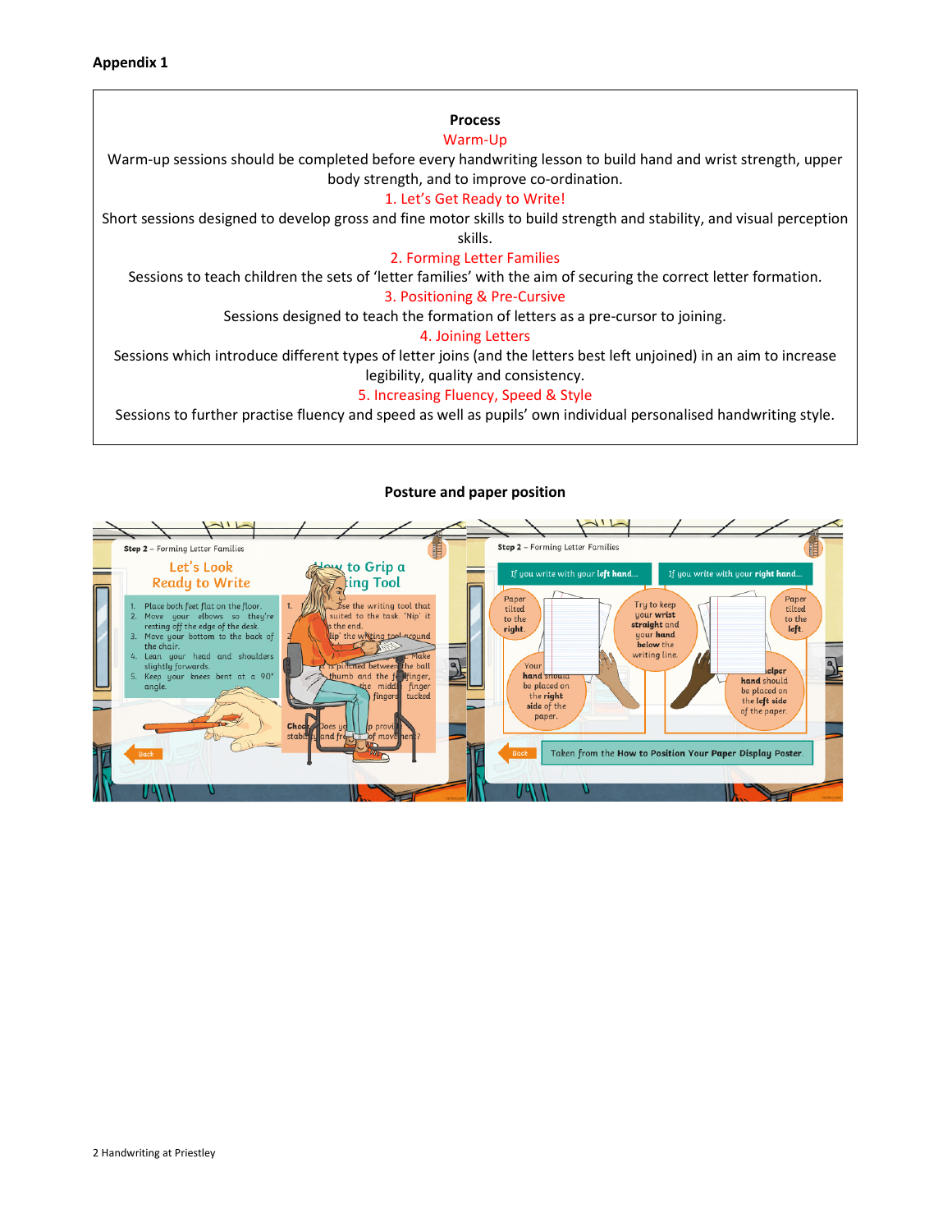**Appendix 1**

**Process**

Warm-Up

Warm-up sessions should be completed before every handwriting lesson to build hand and wrist strength, upper body strength, and to improve co-ordination.

1. Let's Get Ready to Write!

Short sessions designed to develop gross and fine motor skills to build strength and stability, and visual perception skills.

2. Forming Letter Families

Sessions to teach children the sets of 'letter families' with the aim of securing the correct letter formation.

3. Positioning & Pre-Cursive

Sessions designed to teach the formation of letters as a pre-cursor to joining.

4. Joining Letters

Sessions which introduce different types of letter joins (and the letters best left unjoined) in an aim to increase legibility, quality and consistency.

5. Increasing Fluency, Speed & Style

Sessions to further practise fluency and speed as well as pupils' own individual personalised handwriting style.

**Posture and paper position**

Step 2 – Forming Letter Families

Let's Look Ready to Write

1. Place both feet flat on the floor.
2. Move your elbows so they're resting off the edge of the desk.
3. Move your bottom to the back of the chair.
4. Lean your head and shoulders slightly forwards.
5. Keep your knees bent at a 90° angle.

How to Grip a Writing Tool

1. Use the writing tool that suited to the task. 'Nip' it the end.
2. 'Flip' the writing tool around. Make it is pinched between the ball thumb and the finger, the middle finger fingers tucked

Check: Does your grip provide stability and freedom of movement?

Back

Step 2 – Forming Letter Families

If you write with your left hand...

If you write with your right hand...

Paper tilted to the right.

Your hand should be placed on the right side of the paper.

Try to keep your wrist straight and your hand below the writing line.

Paper tilted to the left.

Helper hand should be placed on the left side of the paper.

Back

Taken from the How to Position Your Paper Display Poster.